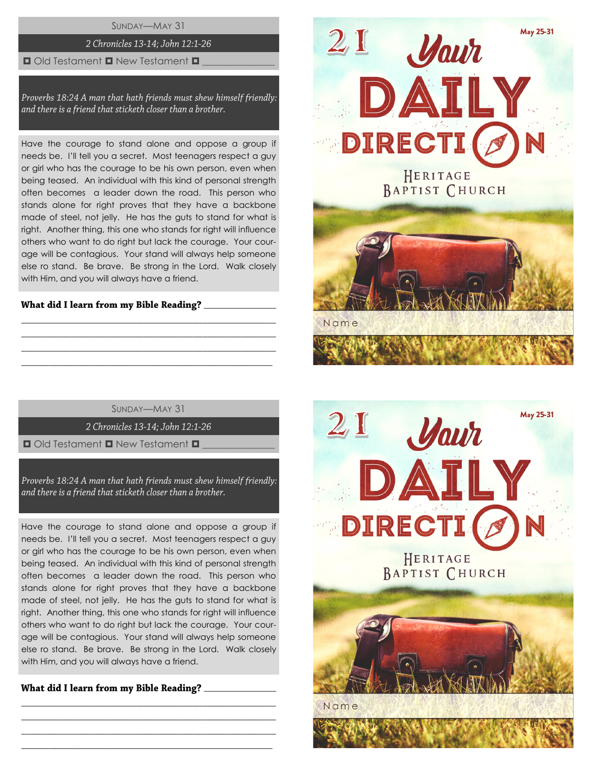SUNDAY—MAY 31

*2 Chronicles 13-14; John 12:1-26*

◘ Old Testament ◘ New Testament ◘ ______________

*Proverbs 18:24 A man that hath friends must shew himself friendly: and there is a friend that sticketh closer than a brother.*

Have the courage to stand alone and oppose a group if needs be. I'll tell you a secret. Most teenagers respect a guy or girl who has the courage to be his own person, even when being teased. An individual with this kind of personal strength often becomes a leader down the road. This person who stands alone for right proves that they have a backbone made of steel, not jelly. He has the guts to stand for what is right. Another thing, this one who stands for right will influence others who want to do right but lack the courage. Your courage will be contagious. Your stand will always help someone else ro stand. Be brave. Be strong in the Lord. Walk closely with Him, and you will always have a friend.

**What did I learn from my Bible Reading?** ______________

______________________________________________

______________________________________________

______________________________________________

______________________________________________

21

May 25-31

# Your DAILY DIRECTION

HERITAGE BAPTIST CHURCH

Name

SUNDAY—MAY 31

*2 Chronicles 13-14; John 12:1-26*

◘ Old Testament ◘ New Testament ◘ ______________

*Proverbs 18:24 A man that hath friends must shew himself friendly: and there is a friend that sticketh closer than a brother.*

Have the courage to stand alone and oppose a group if needs be. I'll tell you a secret. Most teenagers respect a guy or girl who has the courage to be his own person, even when being teased. An individual with this kind of personal strength often becomes a leader down the road. This person who stands alone for right proves that they have a backbone made of steel, not jelly. He has the guts to stand for what is right. Another thing, this one who stands for right will influence others who want to do right but lack the courage. Your courage will be contagious. Your stand will always help someone else ro stand. Be brave. Be strong in the Lord. Walk closely with Him, and you will always have a friend.

**What did I learn from my Bible Reading?** ______________

______________________________________________

______________________________________________

______________________________________________

______________________________________________

21

May 25-31

# Your DAILY DIRECTION

HERITAGE BAPTIST CHURCH

Name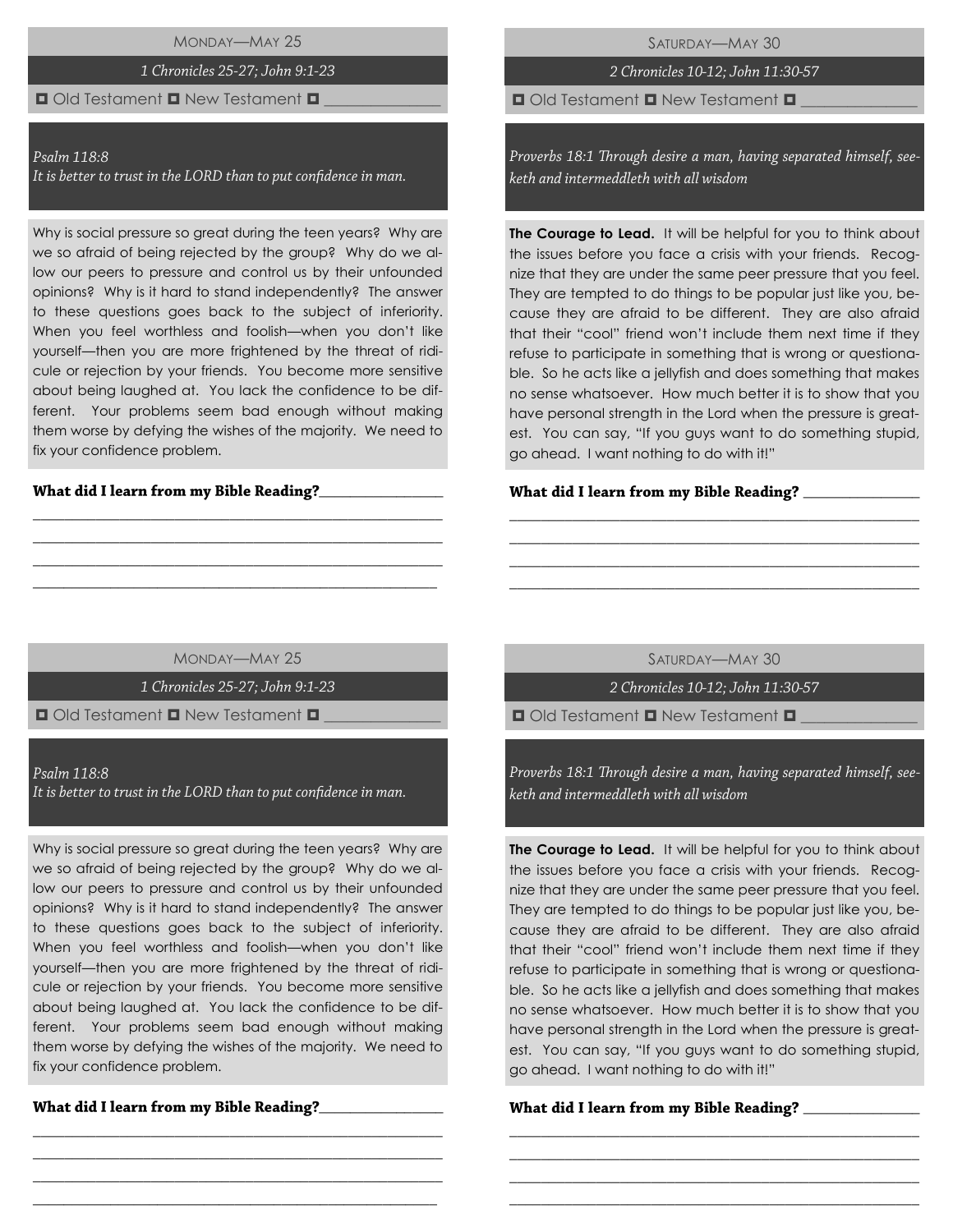## Monday—May 25

*1 Chronicles 25-27; John 9:1-23*

◘ Old Testament ◘ New Testament ◘ _______________

*Psalm 118:8*
*It is better to trust in the LORD than to put confidence in man.*

Why is social pressure so great during the teen years? Why are we so afraid of being rejected by the group? Why do we allow our peers to pressure and control us by their unfounded opinions? Why is it hard to stand independently? The answer to these questions goes back to the subject of inferiority. When you feel worthless and foolish—when you don't like yourself—then you are more frightened by the threat of ridicule or rejection by your friends. You become more sensitive about being laughed at. You lack the confidence to be different. Your problems seem bad enough without making them worse by defying the wishes of the majority. We need to fix your confidence problem.

**What did I learn from my Bible Reading?**_______________

_______________________________________________

_______________________________________________

_______________________________________________

_______________________________________________

## Saturday—May 30

*2 Chronicles 10-12; John 11:30-57*

◘ Old Testament ◘ New Testament ◘ _______________

*Proverbs 18:1 Through desire a man, having separated himself, seeketh and intermeddleth with all wisdom*

**The Courage to Lead.** It will be helpful for you to think about the issues before you face a crisis with your friends. Recognize that they are under the same peer pressure that you feel. They are tempted to do things to be popular just like you, because they are afraid to be different. They are also afraid that their "cool" friend won't include them next time if they refuse to participate in something that is wrong or questionable. So he acts like a jellyfish and does something that makes no sense whatsoever. How much better it is to show that you have personal strength in the Lord when the pressure is greatest. You can say, "If you guys want to do something stupid, go ahead. I want nothing to do with it!"

**What did I learn from my Bible Reading?** _______________

_______________________________________________

_______________________________________________

_______________________________________________

_______________________________________________

## Monday—May 25

*1 Chronicles 25-27; John 9:1-23*

◘ Old Testament ◘ New Testament ◘ _______________

*Psalm 118:8*
*It is better to trust in the LORD than to put confidence in man.*

Why is social pressure so great during the teen years? Why are we so afraid of being rejected by the group? Why do we allow our peers to pressure and control us by their unfounded opinions? Why is it hard to stand independently? The answer to these questions goes back to the subject of inferiority. When you feel worthless and foolish—when you don't like yourself—then you are more frightened by the threat of ridicule or rejection by your friends. You become more sensitive about being laughed at. You lack the confidence to be different. Your problems seem bad enough without making them worse by defying the wishes of the majority. We need to fix your confidence problem.

**What did I learn from my Bible Reading?**_______________

_______________________________________________

_______________________________________________

_______________________________________________

_______________________________________________

## Saturday—May 30

*2 Chronicles 10-12; John 11:30-57*

◘ Old Testament ◘ New Testament ◘ _______________

*Proverbs 18:1 Through desire a man, having separated himself, seeketh and intermeddleth with all wisdom*

**The Courage to Lead.** It will be helpful for you to think about the issues before you face a crisis with your friends. Recognize that they are under the same peer pressure that you feel. They are tempted to do things to be popular just like you, because they are afraid to be different. They are also afraid that their "cool" friend won't include them next time if they refuse to participate in something that is wrong or questionable. So he acts like a jellyfish and does something that makes no sense whatsoever. How much better it is to show that you have personal strength in the Lord when the pressure is greatest. You can say, "If you guys want to do something stupid, go ahead. I want nothing to do with it!"

**What did I learn from my Bible Reading?** _______________

_______________________________________________

_______________________________________________

_______________________________________________

_______________________________________________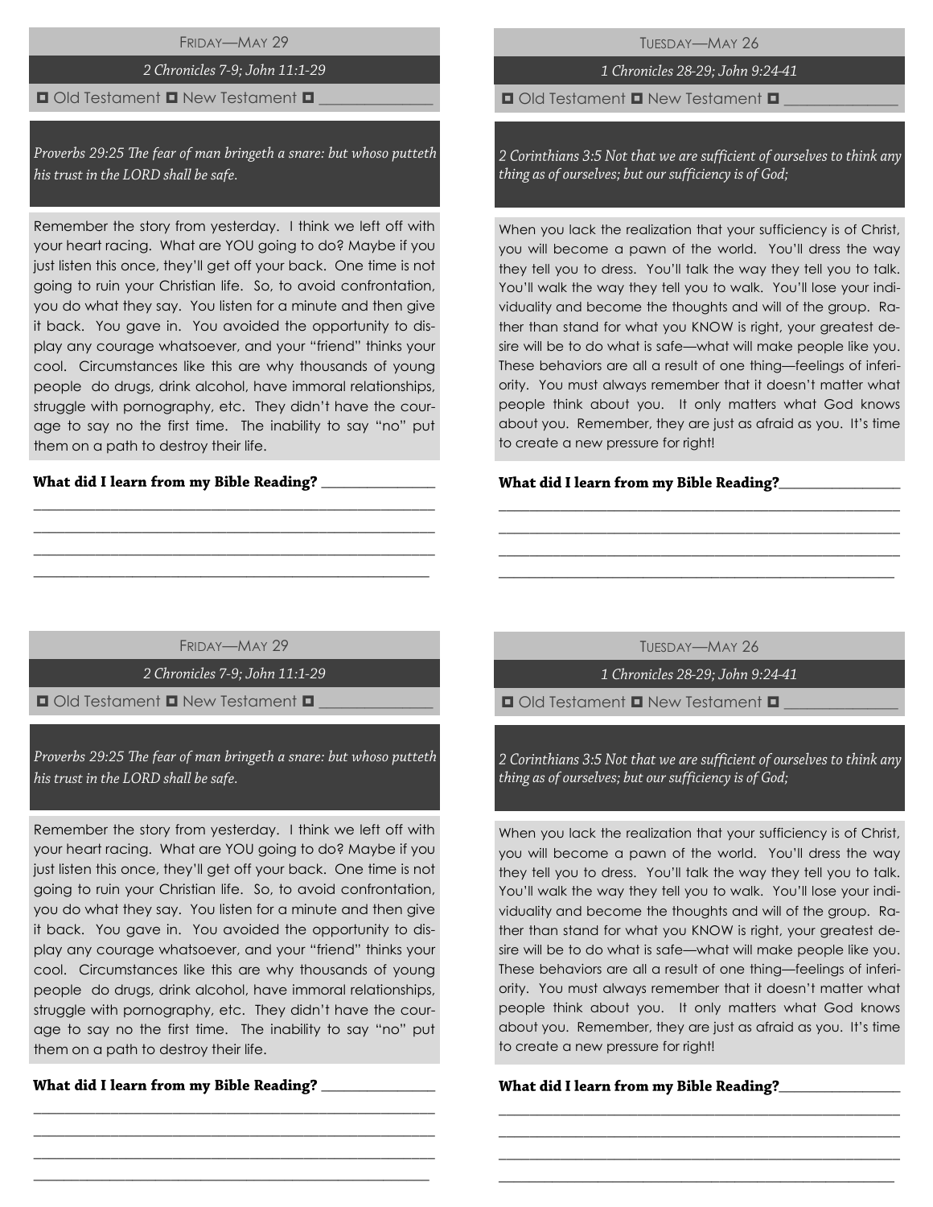## Friday—May 29

*2 Chronicles 7-9; John 11:1-29*

◘ Old Testament ◘ New Testament ◘ _______________

*Proverbs 29:25 The fear of man bringeth a snare: but whoso putteth his trust in the LORD shall be safe.*

Remember the story from yesterday. I think we left off with your heart racing. What are YOU going to do? Maybe if you just listen this once, they'll get off your back. One time is not going to ruin your Christian life. So, to avoid confrontation, you do what they say. You listen for a minute and then give it back. You gave in. You avoided the opportunity to display any courage whatsoever, and your "friend" thinks your cool. Circumstances like this are why thousands of young people do drugs, drink alcohol, have immoral relationships, struggle with pornography, etc. They didn't have the courage to say no the first time. The inability to say "no" put them on a path to destroy their life.

**What did I learn from my Bible Reading?** _______________

_____________________________________________________

_____________________________________________________

_____________________________________________________

_____________________________________________________

## Tuesday—May 26

*1 Chronicles 28-29; John 9:24-41*

◘ Old Testament ◘ New Testament ◘ _______________

*2 Corinthians 3:5 Not that we are sufficient of ourselves to think any thing as of ourselves; but our sufficiency is of God;*

When you lack the realization that your sufficiency is of Christ, you will become a pawn of the world. You'll dress the way they tell you to dress. You'll talk the way they tell you to talk. You'll walk the way they tell you to walk. You'll lose your individuality and become the thoughts and will of the group. Rather than stand for what you KNOW is right, your greatest desire will be to do what is safe—what will make people like you. These behaviors are all a result of one thing—feelings of inferiority. You must always remember that it doesn't matter what people think about you. It only matters what God knows about you. Remember, they are just as afraid as you. It's time to create a new pressure for right!

**What did I learn from my Bible Reading?**_______________

_____________________________________________________

_____________________________________________________

_____________________________________________________

_____________________________________________________

## Friday—May 29

*2 Chronicles 7-9; John 11:1-29*

◘ Old Testament ◘ New Testament ◘ _______________

*Proverbs 29:25 The fear of man bringeth a snare: but whoso putteth his trust in the LORD shall be safe.*

Remember the story from yesterday. I think we left off with your heart racing. What are YOU going to do? Maybe if you just listen this once, they'll get off your back. One time is not going to ruin your Christian life. So, to avoid confrontation, you do what they say. You listen for a minute and then give it back. You gave in. You avoided the opportunity to display any courage whatsoever, and your "friend" thinks your cool. Circumstances like this are why thousands of young people do drugs, drink alcohol, have immoral relationships, struggle with pornography, etc. They didn't have the courage to say no the first time. The inability to say "no" put them on a path to destroy their life.

**What did I learn from my Bible Reading?** _______________

_____________________________________________________

_____________________________________________________

_____________________________________________________

_____________________________________________________

## Tuesday—May 26

*1 Chronicles 28-29; John 9:24-41*

◘ Old Testament ◘ New Testament ◘ _______________

*2 Corinthians 3:5 Not that we are sufficient of ourselves to think any thing as of ourselves; but our sufficiency is of God;*

When you lack the realization that your sufficiency is of Christ, you will become a pawn of the world. You'll dress the way they tell you to dress. You'll talk the way they tell you to talk. You'll walk the way they tell you to walk. You'll lose your individuality and become the thoughts and will of the group. Rather than stand for what you KNOW is right, your greatest desire will be to do what is safe—what will make people like you. These behaviors are all a result of one thing—feelings of inferiority. You must always remember that it doesn't matter what people think about you. It only matters what God knows about you. Remember, they are just as afraid as you. It's time to create a new pressure for right!

**What did I learn from my Bible Reading?**_______________

_____________________________________________________

_____________________________________________________

_____________________________________________________

_____________________________________________________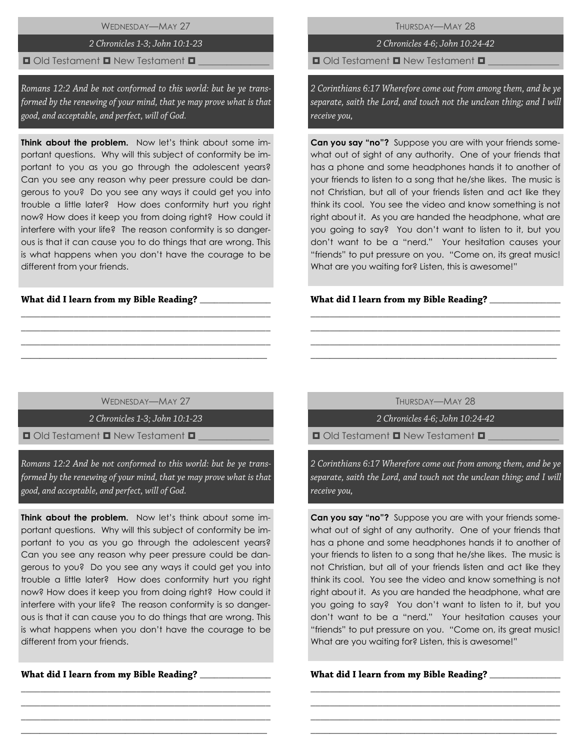## Wednesday—May 27

*2 Chronicles 1-3; John 10:1-23*

◘ Old Testament ◘ New Testament ◘ _______________

*Romans 12:2 And be not conformed to this world: but be ye transformed by the renewing of your mind, that ye may prove what is that good, and acceptable, and perfect, will of God.*

**Think about the problem.** Now let's think about some important questions. Why will this subject of conformity be important to you as you go through the adolescent years? Can you see any reason why peer pressure could be dangerous to you? Do you see any ways it could get you into trouble a little later? How does conformity hurt you right now? How does it keep you from doing right? How could it interfere with your life? The reason conformity is so dangerous is that it can cause you to do things that are wrong. This is what happens when you don't have the courage to be different from your friends.

**What did I learn from my Bible Reading?** _______________

_______________________________________________

_______________________________________________

_______________________________________________

_______________________________________________

## Thursday—May 28

*2 Chronicles 4-6; John 10:24-42*

◘ Old Testament ◘ New Testament ◘ _______________

*2 Corinthians 6:17 Wherefore come out from among them, and be ye separate, saith the Lord, and touch not the unclean thing; and I will receive you,*

**Can you say "no"?** Suppose you are with your friends somewhat out of sight of any authority. One of your friends that has a phone and some headphones hands it to another of your friends to listen to a song that he/she likes. The music is not Christian, but all of your friends listen and act like they think its cool. You see the video and know something is not right about it. As you are handed the headphone, what are you going to say? You don't want to listen to it, but you don't want to be a "nerd." Your hesitation causes your "friends" to put pressure on you. "Come on, its great music! What are you waiting for? Listen, this is awesome!"

**What did I learn from my Bible Reading?** _______________

_______________________________________________

_______________________________________________

_______________________________________________

_______________________________________________

## Wednesday—May 27

*2 Chronicles 1-3; John 10:1-23*

◘ Old Testament ◘ New Testament ◘ _______________

*Romans 12:2 And be not conformed to this world: but be ye transformed by the renewing of your mind, that ye may prove what is that good, and acceptable, and perfect, will of God.*

**Think about the problem.** Now let's think about some important questions. Why will this subject of conformity be important to you as you go through the adolescent years? Can you see any reason why peer pressure could be dangerous to you? Do you see any ways it could get you into trouble a little later? How does conformity hurt you right now? How does it keep you from doing right? How could it interfere with your life? The reason conformity is so dangerous is that it can cause you to do things that are wrong. This is what happens when you don't have the courage to be different from your friends.

**What did I learn from my Bible Reading?** _______________

_______________________________________________

_______________________________________________

_______________________________________________

_______________________________________________

## Thursday—May 28

*2 Chronicles 4-6; John 10:24-42*

◘ Old Testament ◘ New Testament ◘ _______________

*2 Corinthians 6:17 Wherefore come out from among them, and be ye separate, saith the Lord, and touch not the unclean thing; and I will receive you,*

**Can you say "no"?** Suppose you are with your friends somewhat out of sight of any authority. One of your friends that has a phone and some headphones hands it to another of your friends to listen to a song that he/she likes. The music is not Christian, but all of your friends listen and act like they think its cool. You see the video and know something is not right about it. As you are handed the headphone, what are you going to say? You don't want to listen to it, but you don't want to be a "nerd." Your hesitation causes your "friends" to put pressure on you. "Come on, its great music! What are you waiting for? Listen, this is awesome!"

**What did I learn from my Bible Reading?** _______________

_______________________________________________

_______________________________________________

_______________________________________________

_______________________________________________